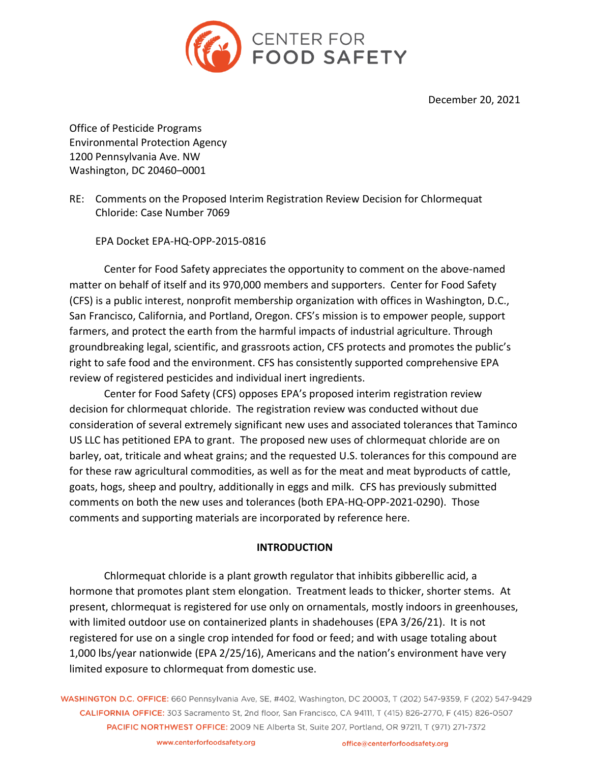CENTER FOR FOOD SAFETY

December 20, 2021

Office of Pesticide Programs
Environmental Protection Agency
1200 Pennsylvania Ave. NW
Washington, DC 20460–0001

RE: Comments on the Proposed Interim Registration Review Decision for Chlormequat Chloride: Case Number 7069

EPA Docket EPA-HQ-OPP-2015-0816

Center for Food Safety appreciates the opportunity to comment on the above-named matter on behalf of itself and its 970,000 members and supporters. Center for Food Safety (CFS) is a public interest, nonprofit membership organization with offices in Washington, D.C., San Francisco, California, and Portland, Oregon. CFS's mission is to empower people, support farmers, and protect the earth from the harmful impacts of industrial agriculture. Through groundbreaking legal, scientific, and grassroots action, CFS protects and promotes the public's right to safe food and the environment. CFS has consistently supported comprehensive EPA review of registered pesticides and individual inert ingredients.

Center for Food Safety (CFS) opposes EPA's proposed interim registration review decision for chlormequat chloride. The registration review was conducted without due consideration of several extremely significant new uses and associated tolerances that Taminco US LLC has petitioned EPA to grant. The proposed new uses of chlormequat chloride are on barley, oat, triticale and wheat grains; and the requested U.S. tolerances for this compound are for these raw agricultural commodities, as well as for the meat and meat byproducts of cattle, goats, hogs, sheep and poultry, additionally in eggs and milk. CFS has previously submitted comments on both the new uses and tolerances (both EPA-HQ-OPP-2021-0290). Those comments and supporting materials are incorporated by reference here.

## INTRODUCTION

Chlormequat chloride is a plant growth regulator that inhibits gibberellic acid, a hormone that promotes plant stem elongation. Treatment leads to thicker, shorter stems. At present, chlormequat is registered for use only on ornamentals, mostly indoors in greenhouses, with limited outdoor use on containerized plants in shadehouses (EPA 3/26/21). It is not registered for use on a single crop intended for food or feed; and with usage totaling about 1,000 lbs/year nationwide (EPA 2/25/16), Americans and the nation's environment have very limited exposure to chlormequat from domestic use.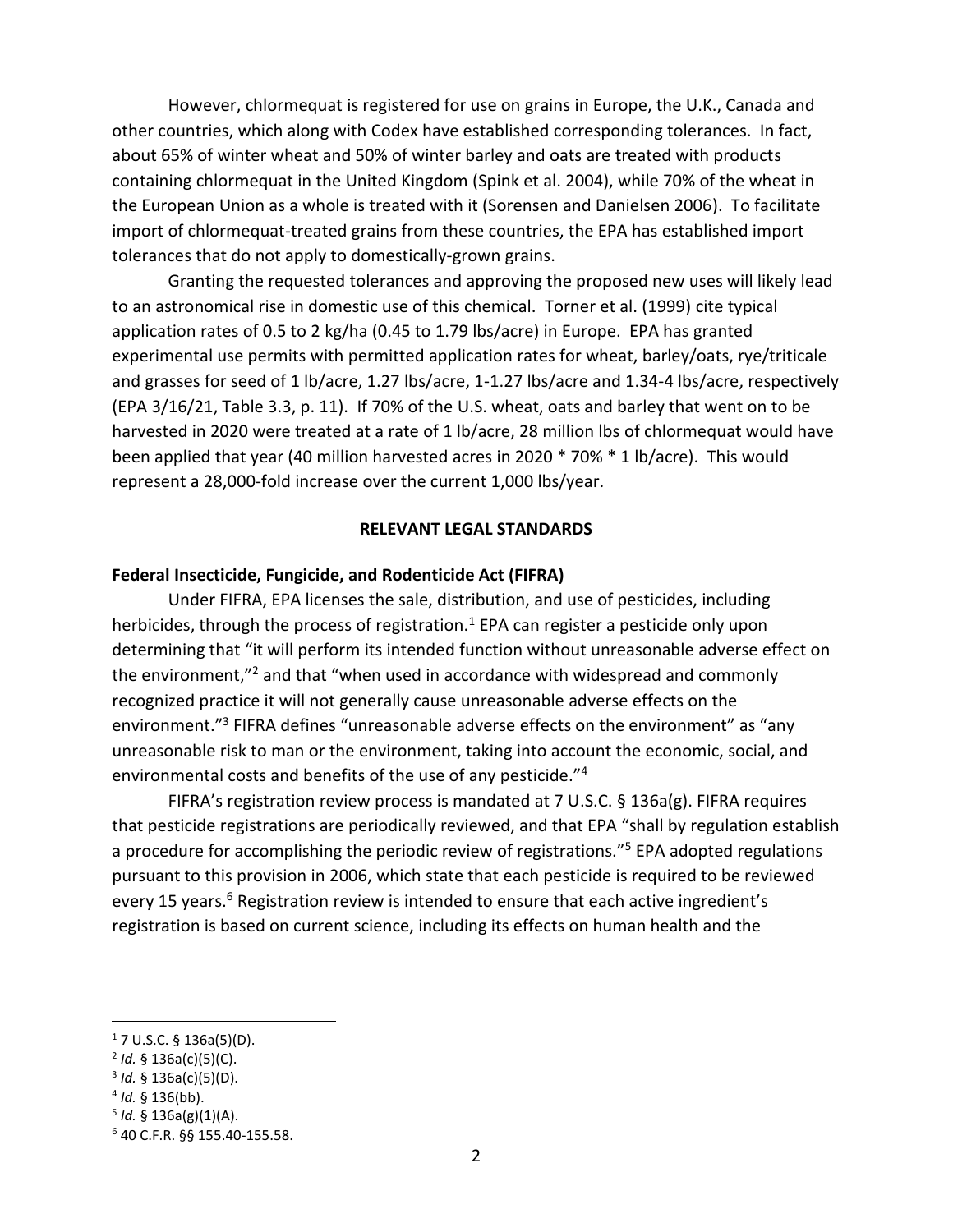However, chlormequat is registered for use on grains in Europe, the U.K., Canada and other countries, which along with Codex have established corresponding tolerances. In fact, about 65% of winter wheat and 50% of winter barley and oats are treated with products containing chlormequat in the United Kingdom (Spink et al. 2004), while 70% of the wheat in the European Union as a whole is treated with it (Sorensen and Danielsen 2006). To facilitate import of chlormequat-treated grains from these countries, the EPA has established import tolerances that do not apply to domestically-grown grains.

Granting the requested tolerances and approving the proposed new uses will likely lead to an astronomical rise in domestic use of this chemical. Torner et al. (1999) cite typical application rates of 0.5 to 2 kg/ha (0.45 to 1.79 lbs/acre) in Europe. EPA has granted experimental use permits with permitted application rates for wheat, barley/oats, rye/triticale and grasses for seed of 1 lb/acre, 1.27 lbs/acre, 1-1.27 lbs/acre and 1.34-4 lbs/acre, respectively (EPA 3/16/21, Table 3.3, p. 11). If 70% of the U.S. wheat, oats and barley that went on to be harvested in 2020 were treated at a rate of 1 lb/acre, 28 million lbs of chlormequat would have been applied that year (40 million harvested acres in 2020 * 70% * 1 lb/acre). This would represent a 28,000-fold increase over the current 1,000 lbs/year.

## RELEVANT LEGAL STANDARDS

### Federal Insecticide, Fungicide, and Rodenticide Act (FIFRA)

Under FIFRA, EPA licenses the sale, distribution, and use of pesticides, including herbicides, through the process of registration.[1] EPA can register a pesticide only upon determining that "it will perform its intended function without unreasonable adverse effect on the environment,"[2] and that "when used in accordance with widespread and commonly recognized practice it will not generally cause unreasonable adverse effects on the environment."[3] FIFRA defines "unreasonable adverse effects on the environment" as "any unreasonable risk to man or the environment, taking into account the economic, social, and environmental costs and benefits of the use of any pesticide."[4]

FIFRA's registration review process is mandated at 7 U.S.C. § 136a(g). FIFRA requires that pesticide registrations are periodically reviewed, and that EPA "shall by regulation establish a procedure for accomplishing the periodic review of registrations."[5] EPA adopted regulations pursuant to this provision in 2006, which state that each pesticide is required to be reviewed every 15 years.[6] Registration review is intended to ensure that each active ingredient's registration is based on current science, including its effects on human health and the

---

[1] 7 U.S.C. § 136a(5)(D).
[2] *Id.* § 136a(c)(5)(C).
[3] *Id.* § 136a(c)(5)(D).
[4] *Id.* § 136(bb).
[5] *Id.* § 136a(g)(1)(A).
[6] 40 C.F.R. §§ 155.40-155.58.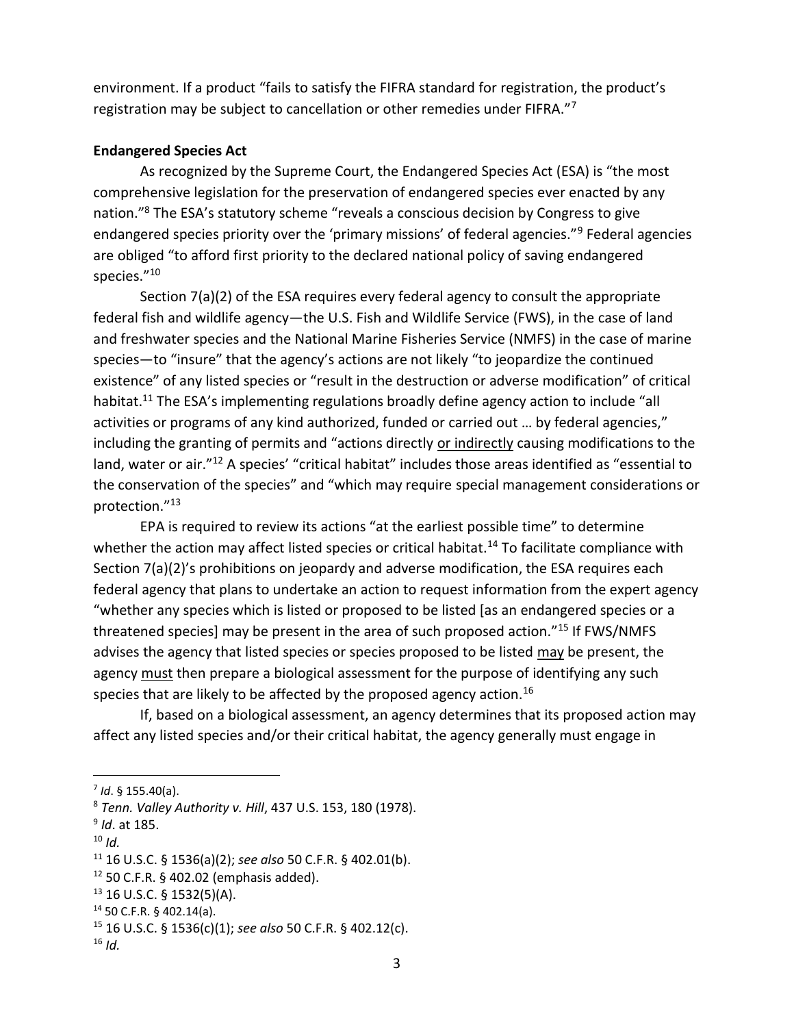environment. If a product "fails to satisfy the FIFRA standard for registration, the product's registration may be subject to cancellation or other remedies under FIFRA."[7]

**Endangered Species Act**

As recognized by the Supreme Court, the Endangered Species Act (ESA) is "the most comprehensive legislation for the preservation of endangered species ever enacted by any nation."[8] The ESA's statutory scheme "reveals a conscious decision by Congress to give endangered species priority over the 'primary missions' of federal agencies."[9] Federal agencies are obliged "to afford first priority to the declared national policy of saving endangered species."[10]

Section 7(a)(2) of the ESA requires every federal agency to consult the appropriate federal fish and wildlife agency—the U.S. Fish and Wildlife Service (FWS), in the case of land and freshwater species and the National Marine Fisheries Service (NMFS) in the case of marine species—to "insure" that the agency's actions are not likely "to jeopardize the continued existence" of any listed species or "result in the destruction or adverse modification" of critical habitat.[11] The ESA's implementing regulations broadly define agency action to include "all activities or programs of any kind authorized, funded or carried out … by federal agencies," including the granting of permits and "actions directly <u>or indirectly</u> causing modifications to the land, water or air."[12] A species' "critical habitat" includes those areas identified as "essential to the conservation of the species" and "which may require special management considerations or protection."[13]

EPA is required to review its actions "at the earliest possible time" to determine whether the action may affect listed species or critical habitat.[14] To facilitate compliance with Section 7(a)(2)'s prohibitions on jeopardy and adverse modification, the ESA requires each federal agency that plans to undertake an action to request information from the expert agency "whether any species which is listed or proposed to be listed [as an endangered species or a threatened species] may be present in the area of such proposed action."[15] If FWS/NMFS advises the agency that listed species or species proposed to be listed <u>may</u> be present, the agency <u>must</u> then prepare a biological assessment for the purpose of identifying any such species that are likely to be affected by the proposed agency action.[16]

If, based on a biological assessment, an agency determines that its proposed action may affect any listed species and/or their critical habitat, the agency generally must engage in

---

[7] *Id*. § 155.40(a).

[8] *Tenn. Valley Authority v. Hill*, 437 U.S. 153, 180 (1978).

[9] *Id*. at 185.

[10] *Id.*

[11] 16 U.S.C. § 1536(a)(2); *see also* 50 C.F.R. § 402.01(b).

[12] 50 C.F.R. § 402.02 (emphasis added).

[13] 16 U.S.C. § 1532(5)(A).

[14] 50 C.F.R. § 402.14(a).

[15] 16 U.S.C. § 1536(c)(1); *see also* 50 C.F.R. § 402.12(c).

[16] *Id.*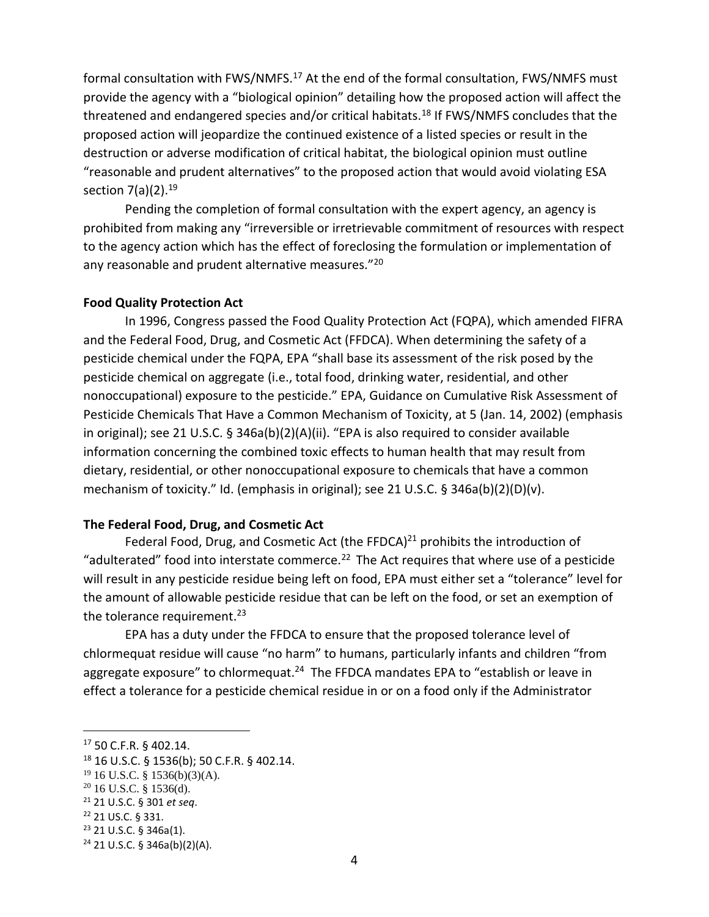formal consultation with FWS/NMFS.[17] At the end of the formal consultation, FWS/NMFS must provide the agency with a "biological opinion" detailing how the proposed action will affect the threatened and endangered species and/or critical habitats.[18] If FWS/NMFS concludes that the proposed action will jeopardize the continued existence of a listed species or result in the destruction or adverse modification of critical habitat, the biological opinion must outline "reasonable and prudent alternatives" to the proposed action that would avoid violating ESA section 7(a)(2).[19]

Pending the completion of formal consultation with the expert agency, an agency is prohibited from making any "irreversible or irretrievable commitment of resources with respect to the agency action which has the effect of foreclosing the formulation or implementation of any reasonable and prudent alternative measures."[20]

**Food Quality Protection Act**

In 1996, Congress passed the Food Quality Protection Act (FQPA), which amended FIFRA and the Federal Food, Drug, and Cosmetic Act (FFDCA). When determining the safety of a pesticide chemical under the FQPA, EPA "shall base its assessment of the risk posed by the pesticide chemical on aggregate (i.e., total food, drinking water, residential, and other nonoccupational) exposure to the pesticide." EPA, Guidance on Cumulative Risk Assessment of Pesticide Chemicals That Have a Common Mechanism of Toxicity, at 5 (Jan. 14, 2002) (emphasis in original); see 21 U.S.C. § 346a(b)(2)(A)(ii). "EPA is also required to consider available information concerning the combined toxic effects to human health that may result from dietary, residential, or other nonoccupational exposure to chemicals that have a common mechanism of toxicity." Id. (emphasis in original); see 21 U.S.C. § 346a(b)(2)(D)(v).

**The Federal Food, Drug, and Cosmetic Act**

Federal Food, Drug, and Cosmetic Act (the FFDCA)[21] prohibits the introduction of "adulterated" food into interstate commerce.[22] The Act requires that where use of a pesticide will result in any pesticide residue being left on food, EPA must either set a "tolerance" level for the amount of allowable pesticide residue that can be left on the food, or set an exemption of the tolerance requirement.[23]

EPA has a duty under the FFDCA to ensure that the proposed tolerance level of chlormequat residue will cause "no harm" to humans, particularly infants and children "from aggregate exposure" to chlormequat.[24] The FFDCA mandates EPA to "establish or leave in effect a tolerance for a pesticide chemical residue in or on a food only if the Administrator

---

[17] 50 C.F.R. § 402.14.

[18] 16 U.S.C. § 1536(b); 50 C.F.R. § 402.14.

[19] 16 U.S.C. § 1536(b)(3)(A).

[20] 16 U.S.C. § 1536(d).

[21] 21 U.S.C. § 301 *et seq*.

[22] 21 US.C. § 331.

[23] 21 U.S.C. § 346a(1).

[24] 21 U.S.C. § 346a(b)(2)(A).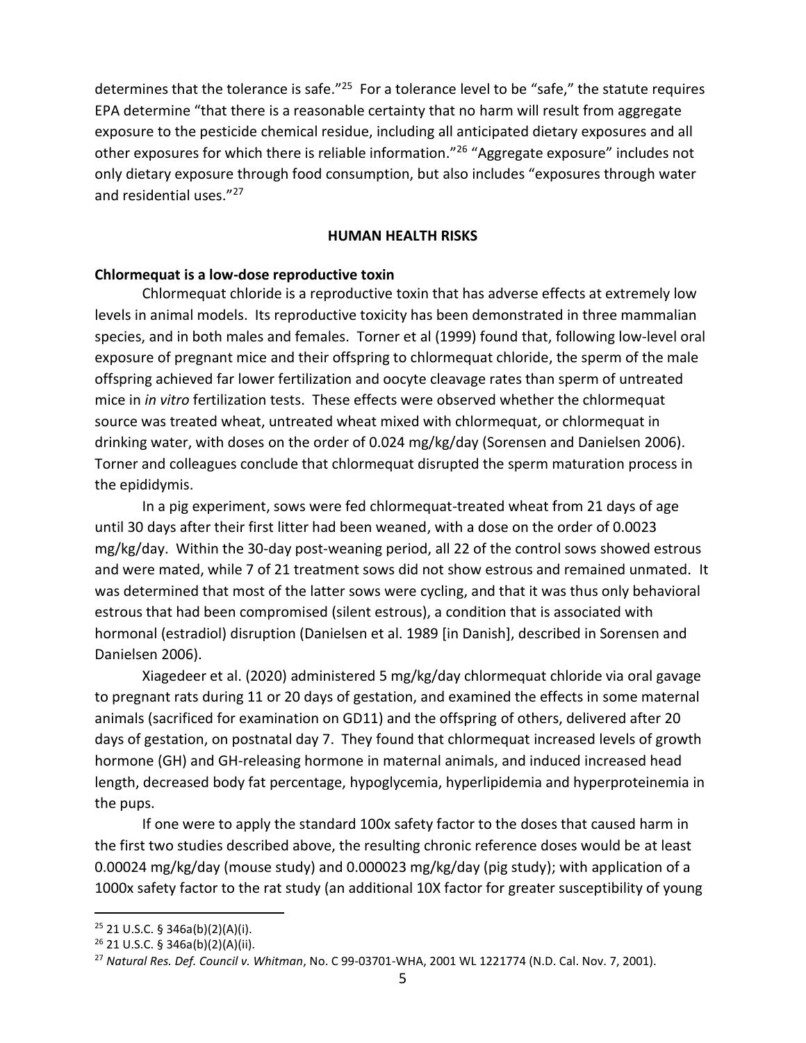determines that the tolerance is safe."[25] For a tolerance level to be "safe," the statute requires EPA determine "that there is a reasonable certainty that no harm will result from aggregate exposure to the pesticide chemical residue, including all anticipated dietary exposures and all other exposures for which there is reliable information."[26] "Aggregate exposure" includes not only dietary exposure through food consumption, but also includes "exposures through water and residential uses."[27]

## HUMAN HEALTH RISKS

### Chlormequat is a low-dose reproductive toxin

Chlormequat chloride is a reproductive toxin that has adverse effects at extremely low levels in animal models. Its reproductive toxicity has been demonstrated in three mammalian species, and in both males and females. Torner et al (1999) found that, following low-level oral exposure of pregnant mice and their offspring to chlormequat chloride, the sperm of the male offspring achieved far lower fertilization and oocyte cleavage rates than sperm of untreated mice in *in vitro* fertilization tests. These effects were observed whether the chlormequat source was treated wheat, untreated wheat mixed with chlormequat, or chlormequat in drinking water, with doses on the order of 0.024 mg/kg/day (Sorensen and Danielsen 2006). Torner and colleagues conclude that chlormequat disrupted the sperm maturation process in the epididymis.

In a pig experiment, sows were fed chlormequat-treated wheat from 21 days of age until 30 days after their first litter had been weaned, with a dose on the order of 0.0023 mg/kg/day. Within the 30-day post-weaning period, all 22 of the control sows showed estrous and were mated, while 7 of 21 treatment sows did not show estrous and remained unmated. It was determined that most of the latter sows were cycling, and that it was thus only behavioral estrous that had been compromised (silent estrous), a condition that is associated with hormonal (estradiol) disruption (Danielsen et al. 1989 [in Danish], described in Sorensen and Danielsen 2006).

Xiagedeer et al. (2020) administered 5 mg/kg/day chlormequat chloride via oral gavage to pregnant rats during 11 or 20 days of gestation, and examined the effects in some maternal animals (sacrificed for examination on GD11) and the offspring of others, delivered after 20 days of gestation, on postnatal day 7. They found that chlormequat increased levels of growth hormone (GH) and GH-releasing hormone in maternal animals, and induced increased head length, decreased body fat percentage, hypoglycemia, hyperlipidemia and hyperproteinemia in the pups.

If one were to apply the standard 100x safety factor to the doses that caused harm in the first two studies described above, the resulting chronic reference doses would be at least 0.00024 mg/kg/day (mouse study) and 0.000023 mg/kg/day (pig study); with application of a 1000x safety factor to the rat study (an additional 10X factor for greater susceptibility of young

---

[25] 21 U.S.C. § 346a(b)(2)(A)(i).

[26] 21 U.S.C. § 346a(b)(2)(A)(ii).

[27] *Natural Res. Def. Council v. Whitman*, No. C 99-03701-WHA, 2001 WL 1221774 (N.D. Cal. Nov. 7, 2001).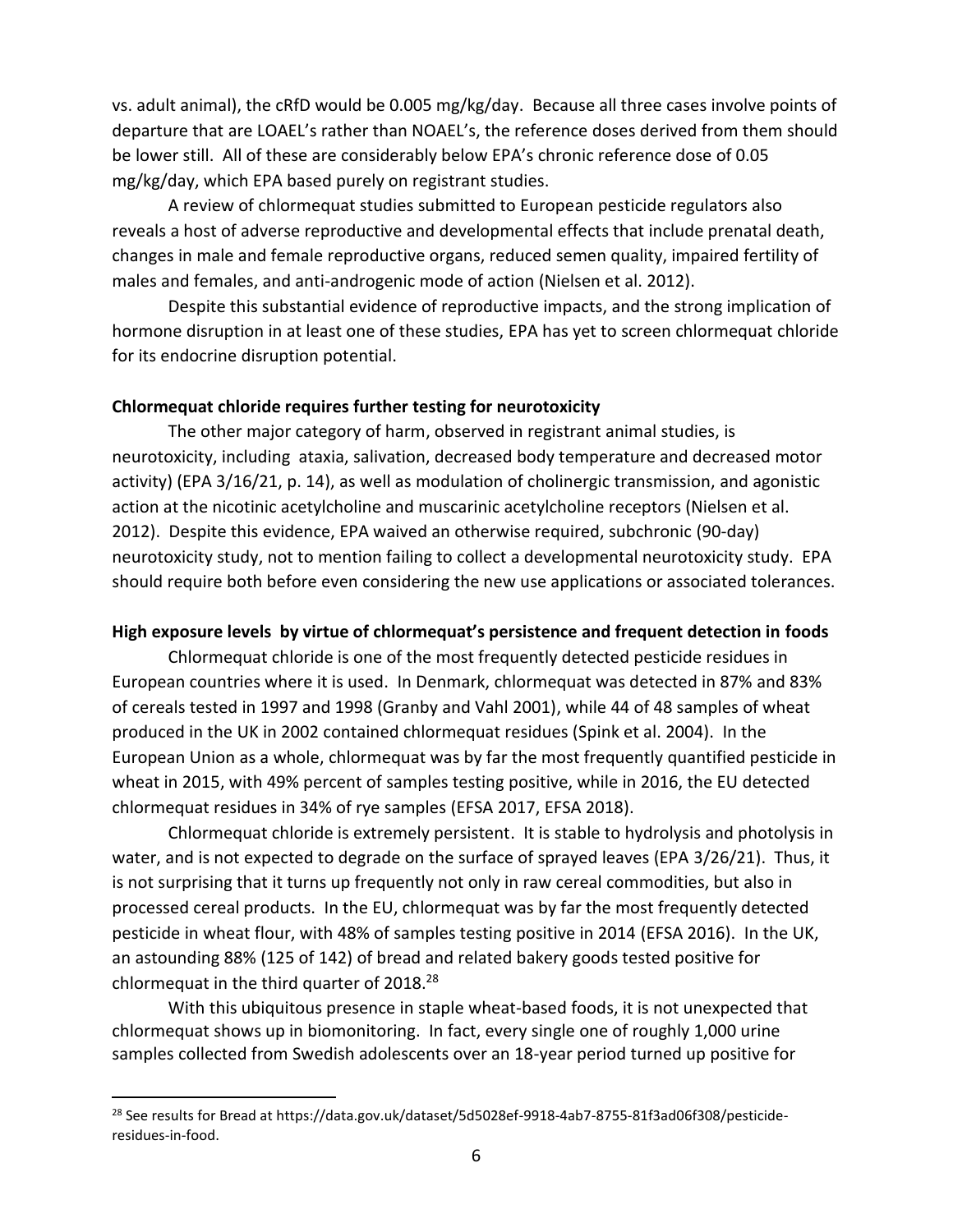vs. adult animal), the cRfD would be 0.005 mg/kg/day. Because all three cases involve points of departure that are LOAEL's rather than NOAEL's, the reference doses derived from them should be lower still. All of these are considerably below EPA's chronic reference dose of 0.05 mg/kg/day, which EPA based purely on registrant studies.

A review of chlormequat studies submitted to European pesticide regulators also reveals a host of adverse reproductive and developmental effects that include prenatal death, changes in male and female reproductive organs, reduced semen quality, impaired fertility of males and females, and anti-androgenic mode of action (Nielsen et al. 2012).

Despite this substantial evidence of reproductive impacts, and the strong implication of hormone disruption in at least one of these studies, EPA has yet to screen chlormequat chloride for its endocrine disruption potential.

**Chlormequat chloride requires further testing for neurotoxicity**

The other major category of harm, observed in registrant animal studies, is neurotoxicity, including ataxia, salivation, decreased body temperature and decreased motor activity) (EPA 3/16/21, p. 14), as well as modulation of cholinergic transmission, and agonistic action at the nicotinic acetylcholine and muscarinic acetylcholine receptors (Nielsen et al. 2012). Despite this evidence, EPA waived an otherwise required, subchronic (90-day) neurotoxicity study, not to mention failing to collect a developmental neurotoxicity study. EPA should require both before even considering the new use applications or associated tolerances.

**High exposure levels by virtue of chlormequat's persistence and frequent detection in foods**

Chlormequat chloride is one of the most frequently detected pesticide residues in European countries where it is used. In Denmark, chlormequat was detected in 87% and 83% of cereals tested in 1997 and 1998 (Granby and Vahl 2001), while 44 of 48 samples of wheat produced in the UK in 2002 contained chlormequat residues (Spink et al. 2004). In the European Union as a whole, chlormequat was by far the most frequently quantified pesticide in wheat in 2015, with 49% percent of samples testing positive, while in 2016, the EU detected chlormequat residues in 34% of rye samples (EFSA 2017, EFSA 2018).

Chlormequat chloride is extremely persistent. It is stable to hydrolysis and photolysis in water, and is not expected to degrade on the surface of sprayed leaves (EPA 3/26/21). Thus, it is not surprising that it turns up frequently not only in raw cereal commodities, but also in processed cereal products. In the EU, chlormequat was by far the most frequently detected pesticide in wheat flour, with 48% of samples testing positive in 2014 (EFSA 2016). In the UK, an astounding 88% (125 of 142) of bread and related bakery goods tested positive for chlormequat in the third quarter of 2018.[28]

With this ubiquitous presence in staple wheat-based foods, it is not unexpected that chlormequat shows up in biomonitoring. In fact, every single one of roughly 1,000 urine samples collected from Swedish adolescents over an 18-year period turned up positive for

[28] See results for Bread at https://data.gov.uk/dataset/5d5028ef-9918-4ab7-8755-81f3ad06f308/pesticide-residues-in-food.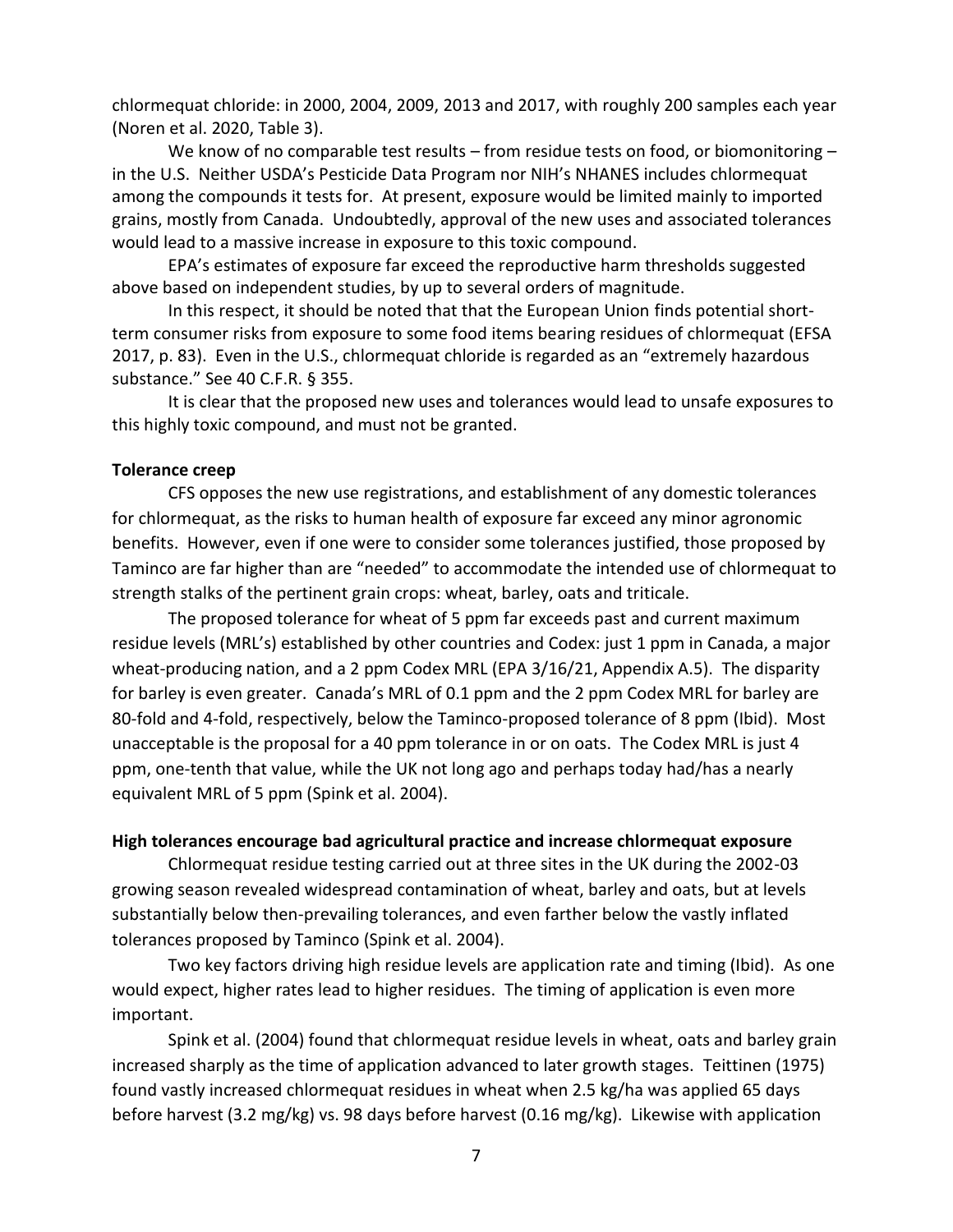chlormequat chloride: in 2000, 2004, 2009, 2013 and 2017, with roughly 200 samples each year (Noren et al. 2020, Table 3).

We know of no comparable test results – from residue tests on food, or biomonitoring – in the U.S. Neither USDA's Pesticide Data Program nor NIH's NHANES includes chlormequat among the compounds it tests for. At present, exposure would be limited mainly to imported grains, mostly from Canada. Undoubtedly, approval of the new uses and associated tolerances would lead to a massive increase in exposure to this toxic compound.

EPA's estimates of exposure far exceed the reproductive harm thresholds suggested above based on independent studies, by up to several orders of magnitude.

In this respect, it should be noted that that the European Union finds potential short-term consumer risks from exposure to some food items bearing residues of chlormequat (EFSA 2017, p. 83). Even in the U.S., chlormequat chloride is regarded as an "extremely hazardous substance." See 40 C.F.R. § 355.

It is clear that the proposed new uses and tolerances would lead to unsafe exposures to this highly toxic compound, and must not be granted.

**Tolerance creep**

CFS opposes the new use registrations, and establishment of any domestic tolerances for chlormequat, as the risks to human health of exposure far exceed any minor agronomic benefits. However, even if one were to consider some tolerances justified, those proposed by Taminco are far higher than are "needed" to accommodate the intended use of chlormequat to strength stalks of the pertinent grain crops: wheat, barley, oats and triticale.

The proposed tolerance for wheat of 5 ppm far exceeds past and current maximum residue levels (MRL's) established by other countries and Codex: just 1 ppm in Canada, a major wheat-producing nation, and a 2 ppm Codex MRL (EPA 3/16/21, Appendix A.5). The disparity for barley is even greater. Canada's MRL of 0.1 ppm and the 2 ppm Codex MRL for barley are 80-fold and 4-fold, respectively, below the Taminco-proposed tolerance of 8 ppm (Ibid). Most unacceptable is the proposal for a 40 ppm tolerance in or on oats. The Codex MRL is just 4 ppm, one-tenth that value, while the UK not long ago and perhaps today had/has a nearly equivalent MRL of 5 ppm (Spink et al. 2004).

**High tolerances encourage bad agricultural practice and increase chlormequat exposure**

Chlormequat residue testing carried out at three sites in the UK during the 2002-03 growing season revealed widespread contamination of wheat, barley and oats, but at levels substantially below then-prevailing tolerances, and even farther below the vastly inflated tolerances proposed by Taminco (Spink et al. 2004).

Two key factors driving high residue levels are application rate and timing (Ibid). As one would expect, higher rates lead to higher residues. The timing of application is even more important.

Spink et al. (2004) found that chlormequat residue levels in wheat, oats and barley grain increased sharply as the time of application advanced to later growth stages. Teittinen (1975) found vastly increased chlormequat residues in wheat when 2.5 kg/ha was applied 65 days before harvest (3.2 mg/kg) vs. 98 days before harvest (0.16 mg/kg). Likewise with application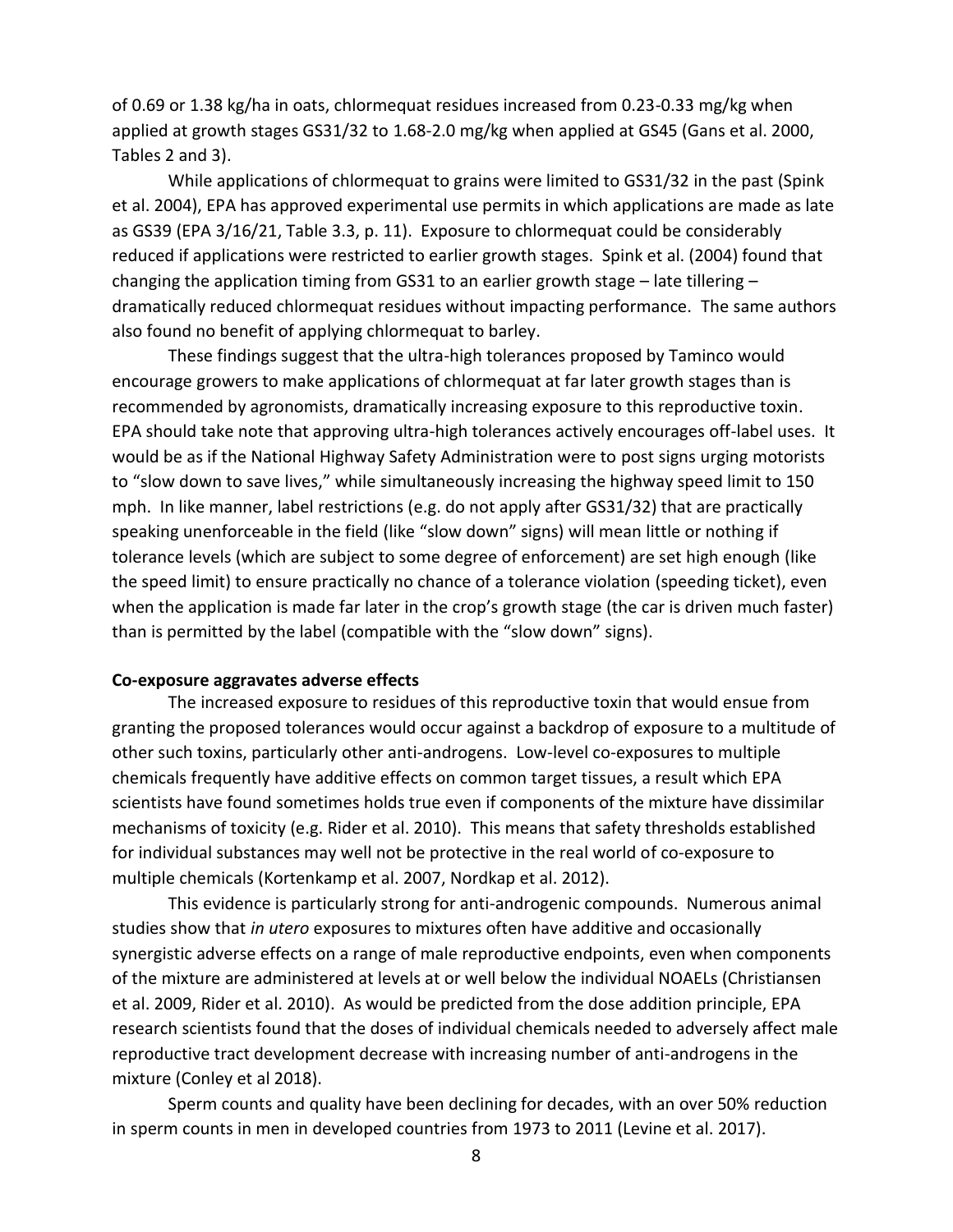of 0.69 or 1.38 kg/ha in oats, chlormequat residues increased from 0.23-0.33 mg/kg when applied at growth stages GS31/32 to 1.68-2.0 mg/kg when applied at GS45 (Gans et al. 2000, Tables 2 and 3).

While applications of chlormequat to grains were limited to GS31/32 in the past (Spink et al. 2004), EPA has approved experimental use permits in which applications are made as late as GS39 (EPA 3/16/21, Table 3.3, p. 11). Exposure to chlormequat could be considerably reduced if applications were restricted to earlier growth stages. Spink et al. (2004) found that changing the application timing from GS31 to an earlier growth stage – late tillering – dramatically reduced chlormequat residues without impacting performance. The same authors also found no benefit of applying chlormequat to barley.

These findings suggest that the ultra-high tolerances proposed by Taminco would encourage growers to make applications of chlormequat at far later growth stages than is recommended by agronomists, dramatically increasing exposure to this reproductive toxin. EPA should take note that approving ultra-high tolerances actively encourages off-label uses. It would be as if the National Highway Safety Administration were to post signs urging motorists to "slow down to save lives," while simultaneously increasing the highway speed limit to 150 mph. In like manner, label restrictions (e.g. do not apply after GS31/32) that are practically speaking unenforceable in the field (like "slow down" signs) will mean little or nothing if tolerance levels (which are subject to some degree of enforcement) are set high enough (like the speed limit) to ensure practically no chance of a tolerance violation (speeding ticket), even when the application is made far later in the crop's growth stage (the car is driven much faster) than is permitted by the label (compatible with the "slow down" signs).

**Co-exposure aggravates adverse effects**

The increased exposure to residues of this reproductive toxin that would ensue from granting the proposed tolerances would occur against a backdrop of exposure to a multitude of other such toxins, particularly other anti-androgens. Low-level co-exposures to multiple chemicals frequently have additive effects on common target tissues, a result which EPA scientists have found sometimes holds true even if components of the mixture have dissimilar mechanisms of toxicity (e.g. Rider et al. 2010). This means that safety thresholds established for individual substances may well not be protective in the real world of co-exposure to multiple chemicals (Kortenkamp et al. 2007, Nordkap et al. 2012).

This evidence is particularly strong for anti-androgenic compounds. Numerous animal studies show that *in utero* exposures to mixtures often have additive and occasionally synergistic adverse effects on a range of male reproductive endpoints, even when components of the mixture are administered at levels at or well below the individual NOAELs (Christiansen et al. 2009, Rider et al. 2010). As would be predicted from the dose addition principle, EPA research scientists found that the doses of individual chemicals needed to adversely affect male reproductive tract development decrease with increasing number of anti-androgens in the mixture (Conley et al 2018).

Sperm counts and quality have been declining for decades, with an over 50% reduction in sperm counts in men in developed countries from 1973 to 2011 (Levine et al. 2017).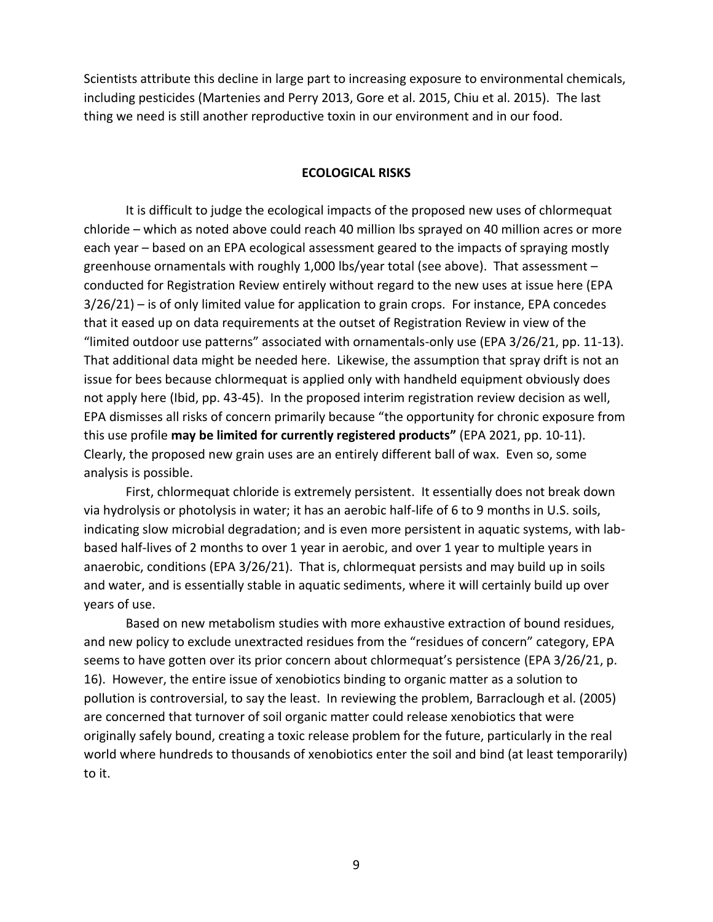Scientists attribute this decline in large part to increasing exposure to environmental chemicals, including pesticides (Martenies and Perry 2013, Gore et al. 2015, Chiu et al. 2015). The last thing we need is still another reproductive toxin in our environment and in our food.

## ECOLOGICAL RISKS

It is difficult to judge the ecological impacts of the proposed new uses of chlormequat chloride – which as noted above could reach 40 million lbs sprayed on 40 million acres or more each year – based on an EPA ecological assessment geared to the impacts of spraying mostly greenhouse ornamentals with roughly 1,000 lbs/year total (see above). That assessment – conducted for Registration Review entirely without regard to the new uses at issue here (EPA 3/26/21) – is of only limited value for application to grain crops. For instance, EPA concedes that it eased up on data requirements at the outset of Registration Review in view of the "limited outdoor use patterns" associated with ornamentals-only use (EPA 3/26/21, pp. 11-13). That additional data might be needed here. Likewise, the assumption that spray drift is not an issue for bees because chlormequat is applied only with handheld equipment obviously does not apply here (Ibid, pp. 43-45). In the proposed interim registration review decision as well, EPA dismisses all risks of concern primarily because "the opportunity for chronic exposure from this use profile **may be limited for currently registered products"** (EPA 2021, pp. 10-11). Clearly, the proposed new grain uses are an entirely different ball of wax. Even so, some analysis is possible.

First, chlormequat chloride is extremely persistent. It essentially does not break down via hydrolysis or photolysis in water; it has an aerobic half-life of 6 to 9 months in U.S. soils, indicating slow microbial degradation; and is even more persistent in aquatic systems, with lab-based half-lives of 2 months to over 1 year in aerobic, and over 1 year to multiple years in anaerobic, conditions (EPA 3/26/21). That is, chlormequat persists and may build up in soils and water, and is essentially stable in aquatic sediments, where it will certainly build up over years of use.

Based on new metabolism studies with more exhaustive extraction of bound residues, and new policy to exclude unextracted residues from the "residues of concern" category, EPA seems to have gotten over its prior concern about chlormequat's persistence (EPA 3/26/21, p. 16). However, the entire issue of xenobiotics binding to organic matter as a solution to pollution is controversial, to say the least. In reviewing the problem, Barraclough et al. (2005) are concerned that turnover of soil organic matter could release xenobiotics that were originally safely bound, creating a toxic release problem for the future, particularly in the real world where hundreds to thousands of xenobiotics enter the soil and bind (at least temporarily) to it.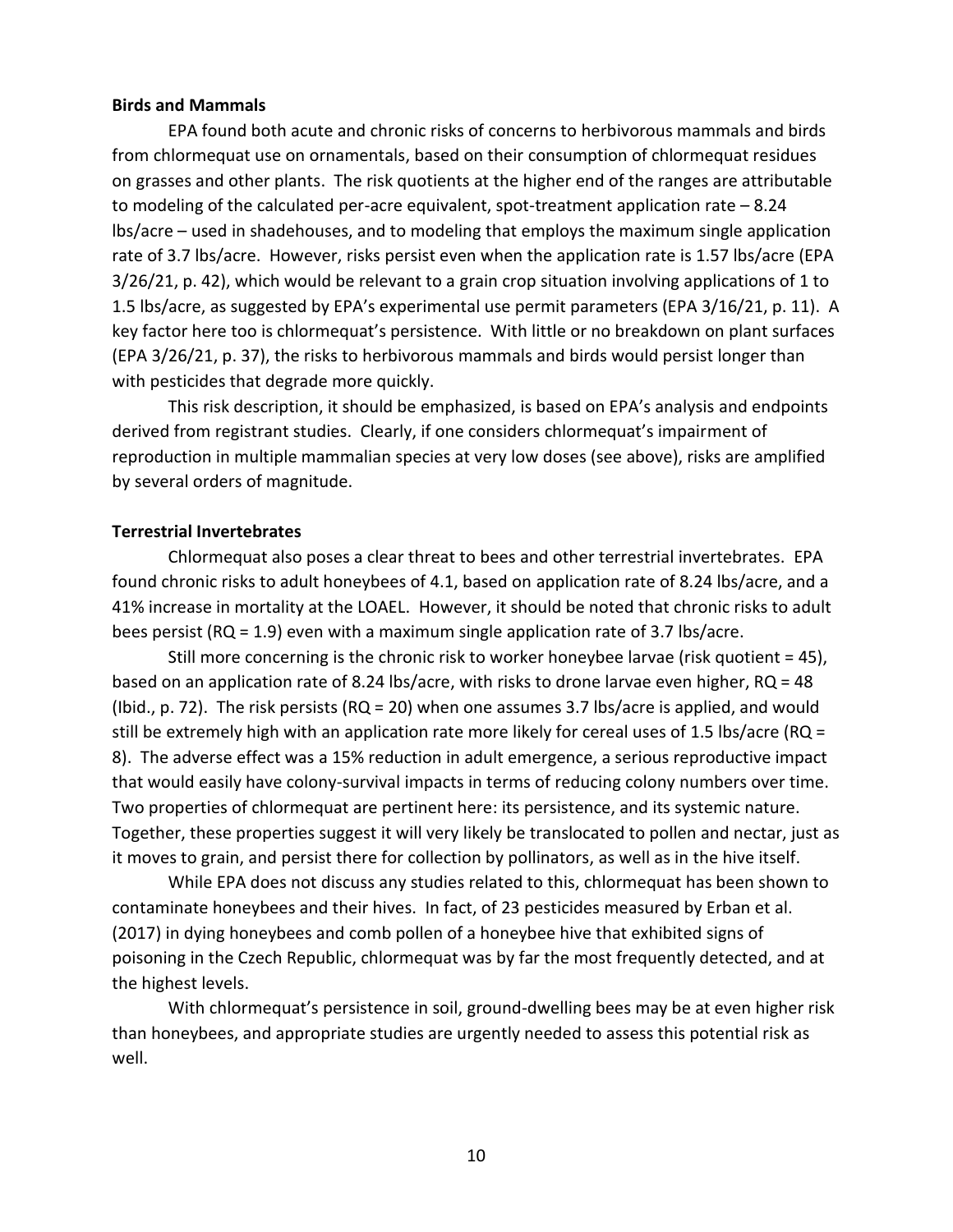**Birds and Mammals**

EPA found both acute and chronic risks of concerns to herbivorous mammals and birds from chlormequat use on ornamentals, based on their consumption of chlormequat residues on grasses and other plants. The risk quotients at the higher end of the ranges are attributable to modeling of the calculated per-acre equivalent, spot-treatment application rate – 8.24 lbs/acre – used in shadehouses, and to modeling that employs the maximum single application rate of 3.7 lbs/acre. However, risks persist even when the application rate is 1.57 lbs/acre (EPA 3/26/21, p. 42), which would be relevant to a grain crop situation involving applications of 1 to 1.5 lbs/acre, as suggested by EPA's experimental use permit parameters (EPA 3/16/21, p. 11). A key factor here too is chlormequat's persistence. With little or no breakdown on plant surfaces (EPA 3/26/21, p. 37), the risks to herbivorous mammals and birds would persist longer than with pesticides that degrade more quickly.

This risk description, it should be emphasized, is based on EPA's analysis and endpoints derived from registrant studies. Clearly, if one considers chlormequat's impairment of reproduction in multiple mammalian species at very low doses (see above), risks are amplified by several orders of magnitude.

**Terrestrial Invertebrates**

Chlormequat also poses a clear threat to bees and other terrestrial invertebrates. EPA found chronic risks to adult honeybees of 4.1, based on application rate of 8.24 lbs/acre, and a 41% increase in mortality at the LOAEL. However, it should be noted that chronic risks to adult bees persist (RQ = 1.9) even with a maximum single application rate of 3.7 lbs/acre.

Still more concerning is the chronic risk to worker honeybee larvae (risk quotient = 45), based on an application rate of 8.24 lbs/acre, with risks to drone larvae even higher, RQ = 48 (Ibid., p. 72). The risk persists (RQ = 20) when one assumes 3.7 lbs/acre is applied, and would still be extremely high with an application rate more likely for cereal uses of 1.5 lbs/acre (RQ = 8). The adverse effect was a 15% reduction in adult emergence, a serious reproductive impact that would easily have colony-survival impacts in terms of reducing colony numbers over time. Two properties of chlormequat are pertinent here: its persistence, and its systemic nature. Together, these properties suggest it will very likely be translocated to pollen and nectar, just as it moves to grain, and persist there for collection by pollinators, as well as in the hive itself.

While EPA does not discuss any studies related to this, chlormequat has been shown to contaminate honeybees and their hives. In fact, of 23 pesticides measured by Erban et al. (2017) in dying honeybees and comb pollen of a honeybee hive that exhibited signs of poisoning in the Czech Republic, chlormequat was by far the most frequently detected, and at the highest levels.

With chlormequat's persistence in soil, ground-dwelling bees may be at even higher risk than honeybees, and appropriate studies are urgently needed to assess this potential risk as well.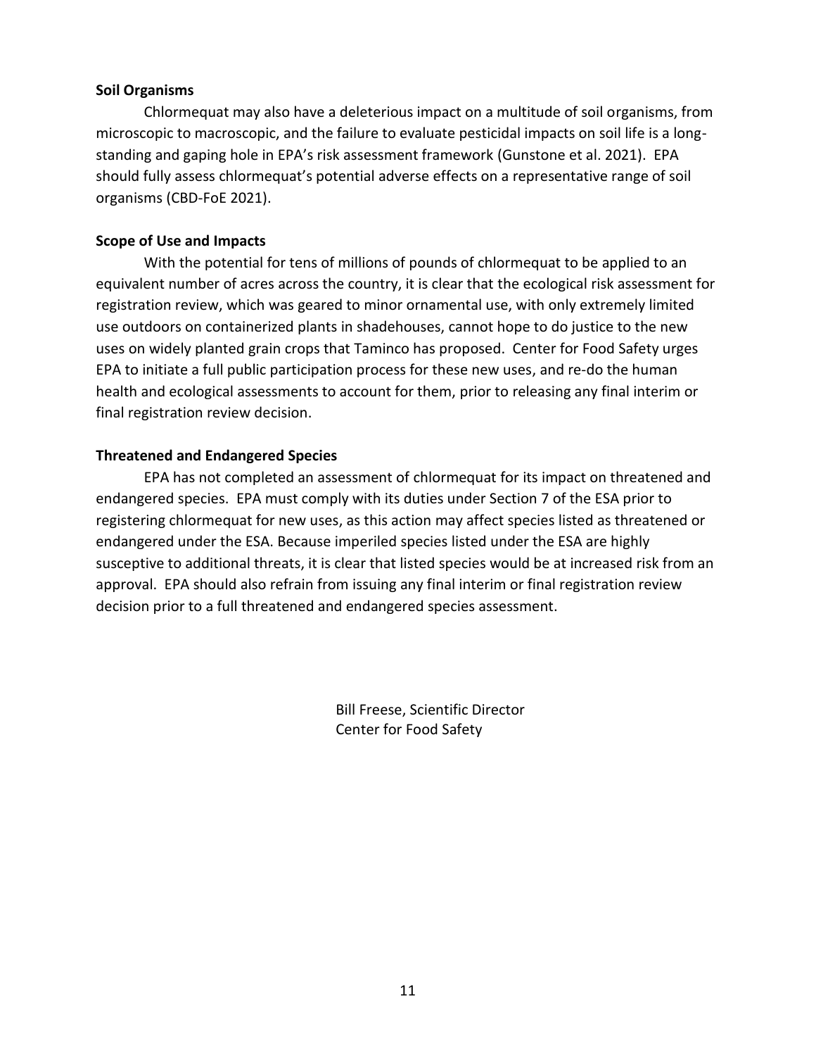**Soil Organisms**

Chlormequat may also have a deleterious impact on a multitude of soil organisms, from microscopic to macroscopic, and the failure to evaluate pesticidal impacts on soil life is a long-standing and gaping hole in EPA's risk assessment framework (Gunstone et al. 2021). EPA should fully assess chlormequat's potential adverse effects on a representative range of soil organisms (CBD-FoE 2021).

**Scope of Use and Impacts**

With the potential for tens of millions of pounds of chlormequat to be applied to an equivalent number of acres across the country, it is clear that the ecological risk assessment for registration review, which was geared to minor ornamental use, with only extremely limited use outdoors on containerized plants in shadehouses, cannot hope to do justice to the new uses on widely planted grain crops that Taminco has proposed. Center for Food Safety urges EPA to initiate a full public participation process for these new uses, and re-do the human health and ecological assessments to account for them, prior to releasing any final interim or final registration review decision.

**Threatened and Endangered Species**

EPA has not completed an assessment of chlormequat for its impact on threatened and endangered species. EPA must comply with its duties under Section 7 of the ESA prior to registering chlormequat for new uses, as this action may affect species listed as threatened or endangered under the ESA. Because imperiled species listed under the ESA are highly susceptive to additional threats, it is clear that listed species would be at increased risk from an approval. EPA should also refrain from issuing any final interim or final registration review decision prior to a full threatened and endangered species assessment.

Bill Freese, Scientific Director
Center for Food Safety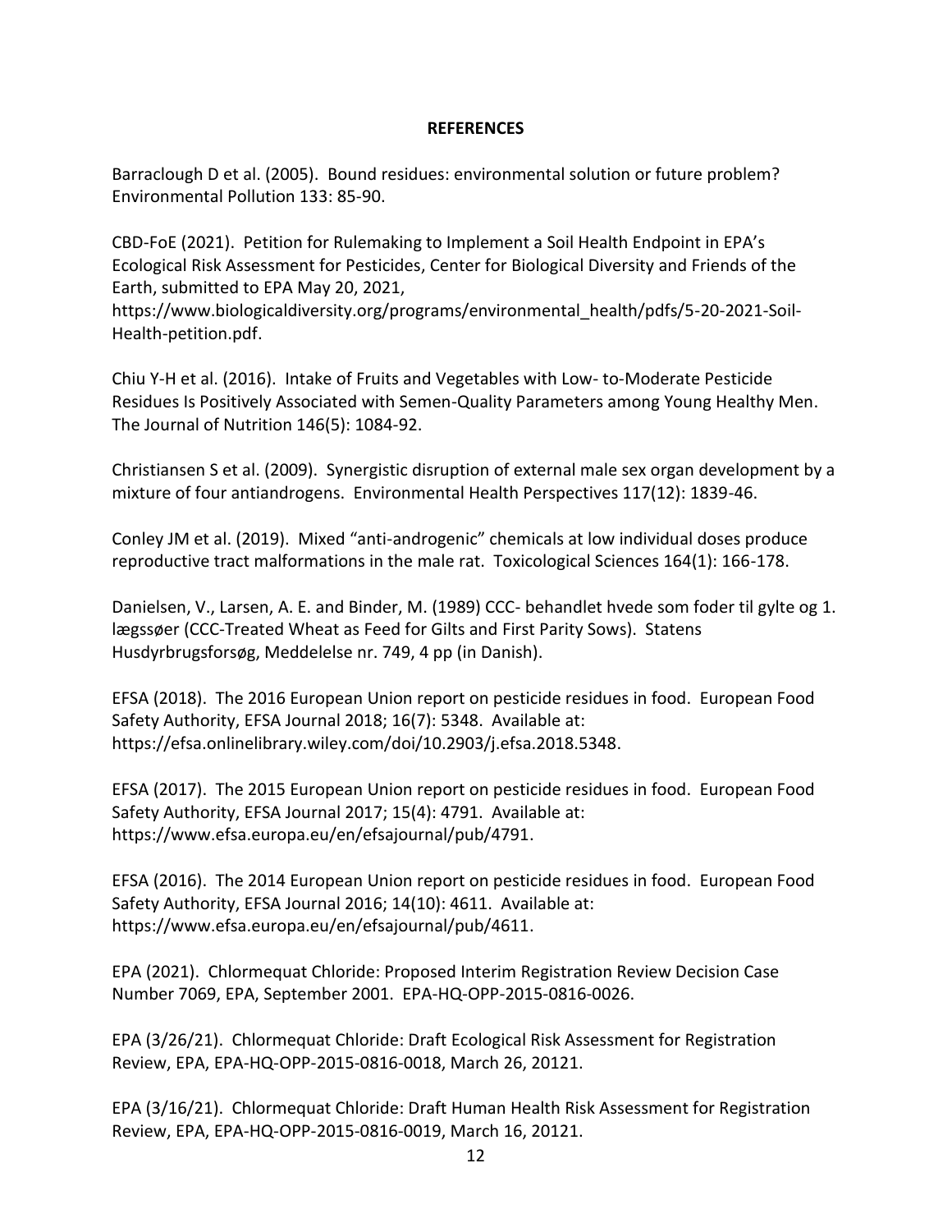**REFERENCES**

Barraclough D et al. (2005). Bound residues: environmental solution or future problem? Environmental Pollution 133: 85-90.

CBD-FoE (2021). Petition for Rulemaking to Implement a Soil Health Endpoint in EPA's Ecological Risk Assessment for Pesticides, Center for Biological Diversity and Friends of the Earth, submitted to EPA May 20, 2021, https://www.biologicaldiversity.org/programs/environmental_health/pdfs/5-20-2021-Soil-Health-petition.pdf.

Chiu Y-H et al. (2016). Intake of Fruits and Vegetables with Low- to-Moderate Pesticide Residues Is Positively Associated with Semen-Quality Parameters among Young Healthy Men. The Journal of Nutrition 146(5): 1084-92.

Christiansen S et al. (2009). Synergistic disruption of external male sex organ development by a mixture of four antiandrogens. Environmental Health Perspectives 117(12): 1839-46.

Conley JM et al. (2019). Mixed "anti-androgenic" chemicals at low individual doses produce reproductive tract malformations in the male rat. Toxicological Sciences 164(1): 166-178.

Danielsen, V., Larsen, A. E. and Binder, M. (1989) CCC- behandlet hvede som foder til gylte og 1. lægssøer (CCC-Treated Wheat as Feed for Gilts and First Parity Sows). Statens Husdyrbrugsforsøg, Meddelelse nr. 749, 4 pp (in Danish).

EFSA (2018). The 2016 European Union report on pesticide residues in food. European Food Safety Authority, EFSA Journal 2018; 16(7): 5348. Available at: https://efsa.onlinelibrary.wiley.com/doi/10.2903/j.efsa.2018.5348.

EFSA (2017). The 2015 European Union report on pesticide residues in food. European Food Safety Authority, EFSA Journal 2017; 15(4): 4791. Available at: https://www.efsa.europa.eu/en/efsajournal/pub/4791.

EFSA (2016). The 2014 European Union report on pesticide residues in food. European Food Safety Authority, EFSA Journal 2016; 14(10): 4611. Available at: https://www.efsa.europa.eu/en/efsajournal/pub/4611.

EPA (2021). Chlormequat Chloride: Proposed Interim Registration Review Decision Case Number 7069, EPA, September 2001. EPA-HQ-OPP-2015-0816-0026.

EPA (3/26/21). Chlormequat Chloride: Draft Ecological Risk Assessment for Registration Review, EPA, EPA-HQ-OPP-2015-0816-0018, March 26, 20121.

EPA (3/16/21). Chlormequat Chloride: Draft Human Health Risk Assessment for Registration Review, EPA, EPA-HQ-OPP-2015-0816-0019, March 16, 20121.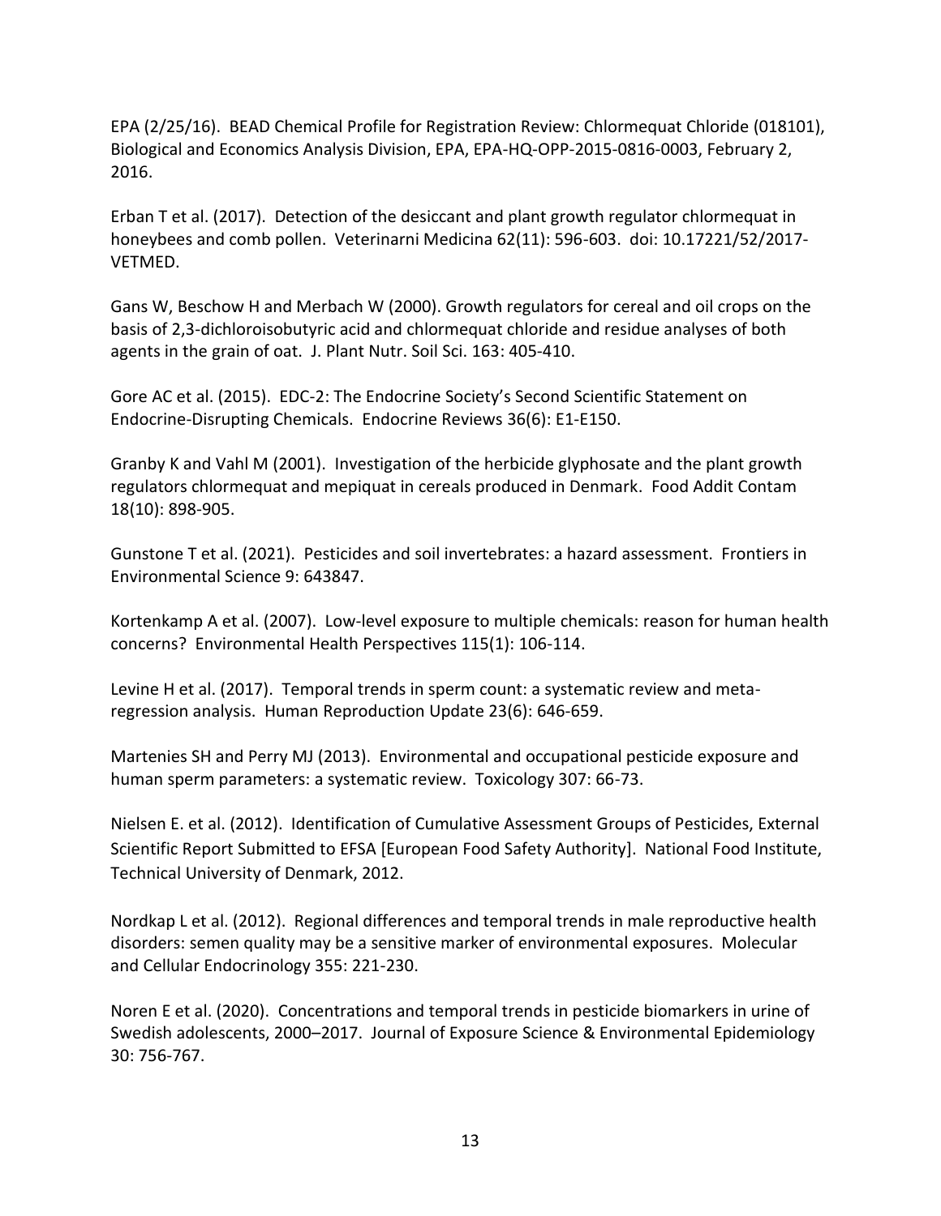EPA (2/25/16). BEAD Chemical Profile for Registration Review: Chlormequat Chloride (018101), Biological and Economics Analysis Division, EPA, EPA-HQ-OPP-2015-0816-0003, February 2, 2016.

Erban T et al. (2017). Detection of the desiccant and plant growth regulator chlormequat in honeybees and comb pollen. Veterinarni Medicina 62(11): 596-603. doi: 10.17221/52/2017-VETMED.

Gans W, Beschow H and Merbach W (2000). Growth regulators for cereal and oil crops on the basis of 2,3-dichloroisobutyric acid and chlormequat chloride and residue analyses of both agents in the grain of oat. J. Plant Nutr. Soil Sci. 163: 405-410.

Gore AC et al. (2015). EDC-2: The Endocrine Society's Second Scientific Statement on Endocrine-Disrupting Chemicals. Endocrine Reviews 36(6): E1-E150.

Granby K and Vahl M (2001). Investigation of the herbicide glyphosate and the plant growth regulators chlormequat and mepiquat in cereals produced in Denmark. Food Addit Contam 18(10): 898-905.

Gunstone T et al. (2021). Pesticides and soil invertebrates: a hazard assessment. Frontiers in Environmental Science 9: 643847.

Kortenkamp A et al. (2007). Low-level exposure to multiple chemicals: reason for human health concerns? Environmental Health Perspectives 115(1): 106-114.

Levine H et al. (2017). Temporal trends in sperm count: a systematic review and meta-regression analysis. Human Reproduction Update 23(6): 646-659.

Martenies SH and Perry MJ (2013). Environmental and occupational pesticide exposure and human sperm parameters: a systematic review. Toxicology 307: 66-73.

Nielsen E. et al. (2012). Identification of Cumulative Assessment Groups of Pesticides, External Scientific Report Submitted to EFSA [European Food Safety Authority]. National Food Institute, Technical University of Denmark, 2012.

Nordkap L et al. (2012). Regional differences and temporal trends in male reproductive health disorders: semen quality may be a sensitive marker of environmental exposures. Molecular and Cellular Endocrinology 355: 221-230.

Noren E et al. (2020). Concentrations and temporal trends in pesticide biomarkers in urine of Swedish adolescents, 2000–2017. Journal of Exposure Science & Environmental Epidemiology 30: 756-767.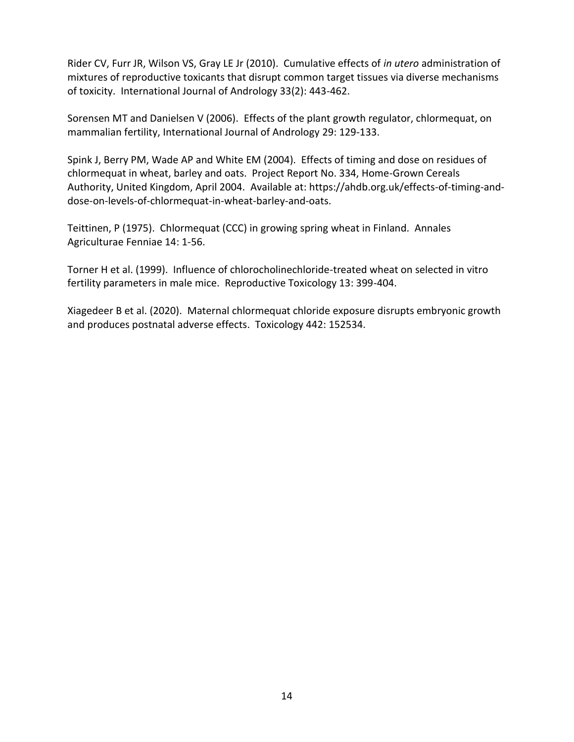Rider CV, Furr JR, Wilson VS, Gray LE Jr (2010). Cumulative effects of *in utero* administration of mixtures of reproductive toxicants that disrupt common target tissues via diverse mechanisms of toxicity. International Journal of Andrology 33(2): 443-462.

Sorensen MT and Danielsen V (2006). Effects of the plant growth regulator, chlormequat, on mammalian fertility, International Journal of Andrology 29: 129-133.

Spink J, Berry PM, Wade AP and White EM (2004). Effects of timing and dose on residues of chlormequat in wheat, barley and oats. Project Report No. 334, Home-Grown Cereals Authority, United Kingdom, April 2004. Available at: https://ahdb.org.uk/effects-of-timing-and-dose-on-levels-of-chlormequat-in-wheat-barley-and-oats.

Teittinen, P (1975). Chlormequat (CCC) in growing spring wheat in Finland. Annales Agriculturae Fenniae 14: 1-56.

Torner H et al. (1999). Influence of chlorocholinechloride-treated wheat on selected in vitro fertility parameters in male mice. Reproductive Toxicology 13: 399-404.

Xiagedeer B et al. (2020). Maternal chlormequat chloride exposure disrupts embryonic growth and produces postnatal adverse effects. Toxicology 442: 152534.